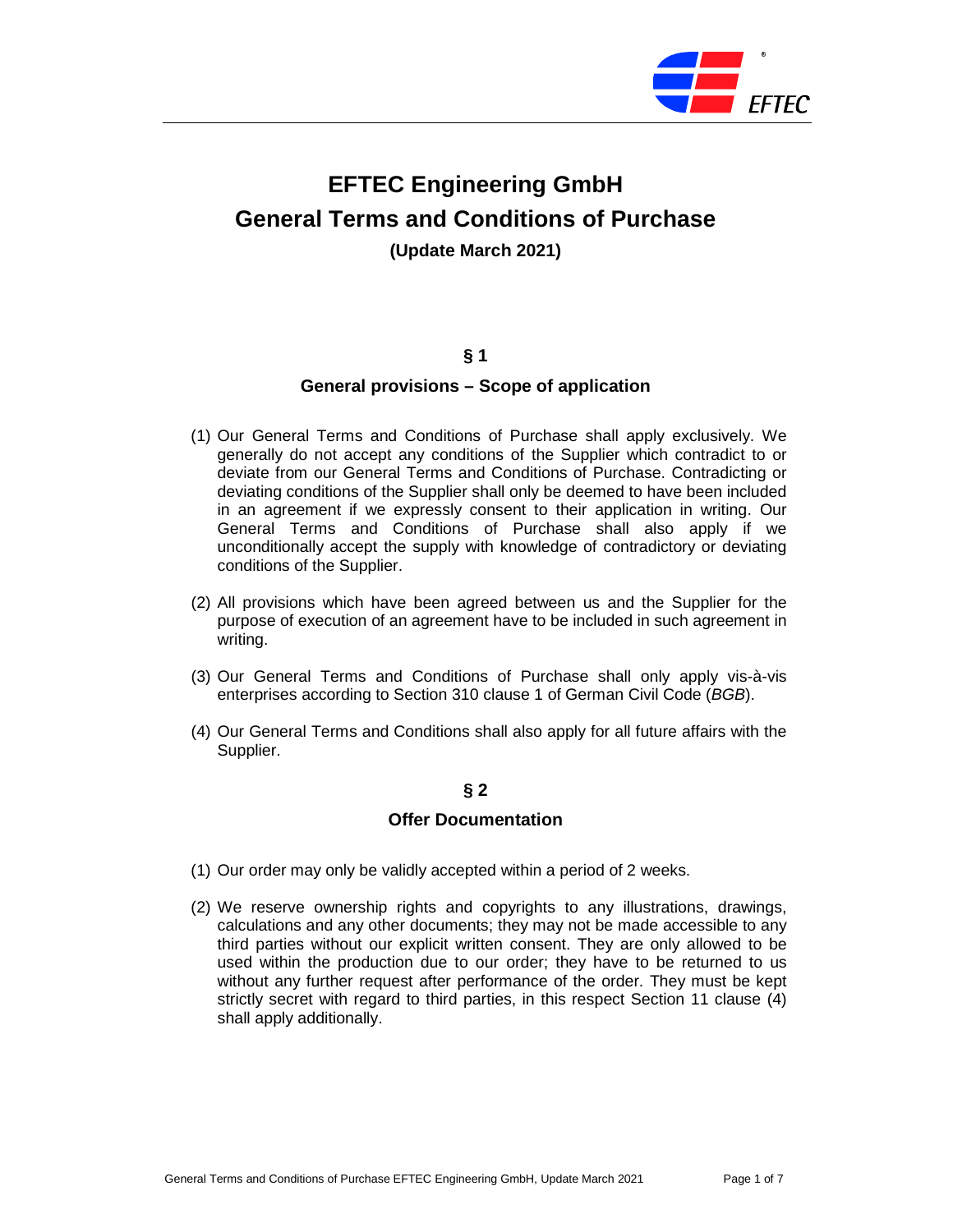# EFTEC Engineering GmbH
# General Terms and Conditions of Purchase

**(Update March 2021)**

## § 1

### General provisions – Scope of application

(1) Our General Terms and Conditions of Purchase shall apply exclusively. We generally do not accept any conditions of the Supplier which contradict to or deviate from our General Terms and Conditions of Purchase. Contradicting or deviating conditions of the Supplier shall only be deemed to have been included in an agreement if we expressly consent to their application in writing. Our General Terms and Conditions of Purchase shall also apply if we unconditionally accept the supply with knowledge of contradictory or deviating conditions of the Supplier.

(2) All provisions which have been agreed between us and the Supplier for the purpose of execution of an agreement have to be included in such agreement in writing.

(3) Our General Terms and Conditions of Purchase shall only apply vis-à-vis enterprises according to Section 310 clause 1 of German Civil Code (*BGB*).

(4) Our General Terms and Conditions shall also apply for all future affairs with the Supplier.

## § 2

### Offer Documentation

(1) Our order may only be validly accepted within a period of 2 weeks.

(2) We reserve ownership rights and copyrights to any illustrations, drawings, calculations and any other documents; they may not be made accessible to any third parties without our explicit written consent. They are only allowed to be used within the production due to our order; they have to be returned to us without any further request after performance of the order. They must be kept strictly secret with regard to third parties, in this respect Section 11 clause (4) shall apply additionally.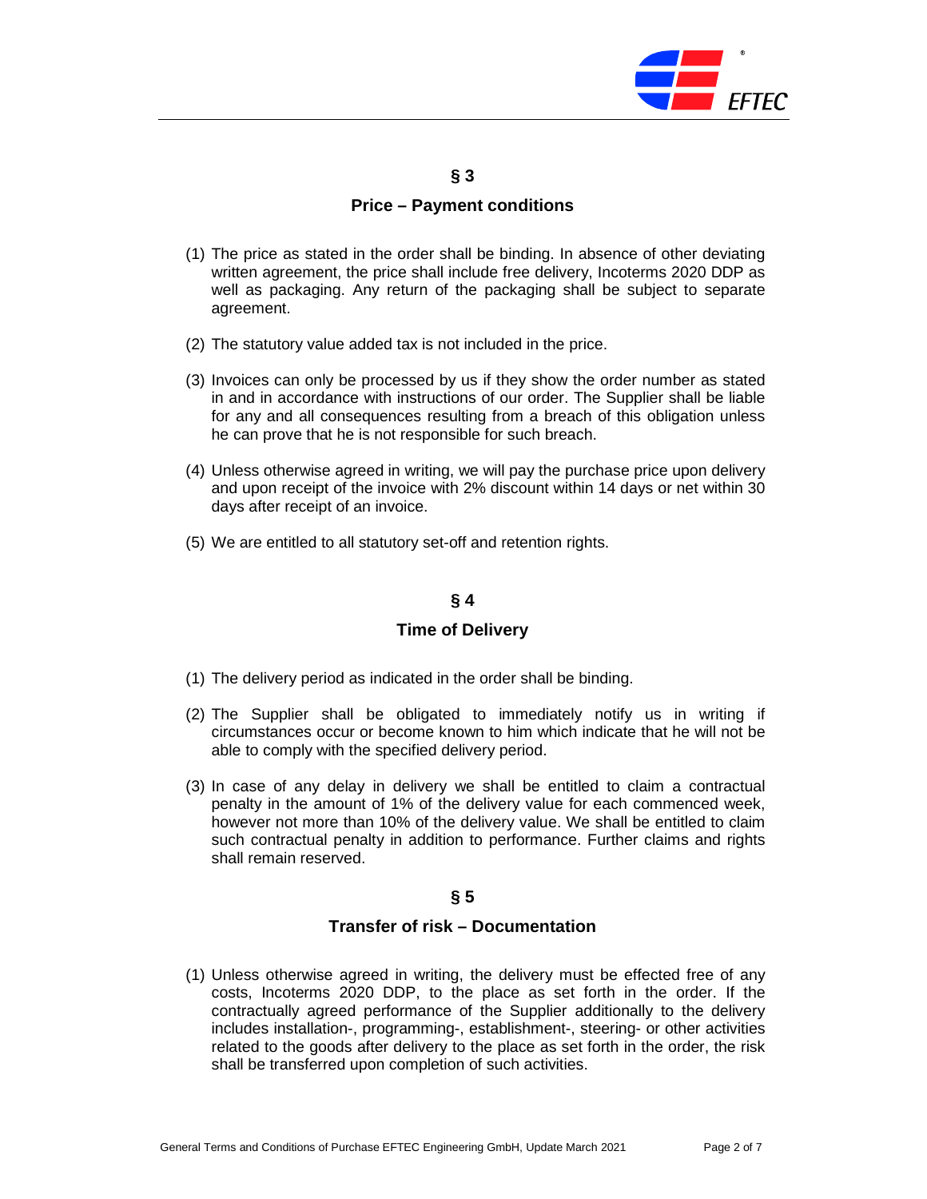## § 3

## Price – Payment conditions

(1) The price as stated in the order shall be binding. In absence of other deviating written agreement, the price shall include free delivery, Incoterms 2020 DDP as well as packaging. Any return of the packaging shall be subject to separate agreement.

(2) The statutory value added tax is not included in the price.

(3) Invoices can only be processed by us if they show the order number as stated in and in accordance with instructions of our order. The Supplier shall be liable for any and all consequences resulting from a breach of this obligation unless he can prove that he is not responsible for such breach.

(4) Unless otherwise agreed in writing, we will pay the purchase price upon delivery and upon receipt of the invoice with 2% discount within 14 days or net within 30 days after receipt of an invoice.

(5) We are entitled to all statutory set-off and retention rights.

## § 4

## Time of Delivery

(1) The delivery period as indicated in the order shall be binding.

(2) The Supplier shall be obligated to immediately notify us in writing if circumstances occur or become known to him which indicate that he will not be able to comply with the specified delivery period.

(3) In case of any delay in delivery we shall be entitled to claim a contractual penalty in the amount of 1% of the delivery value for each commenced week, however not more than 10% of the delivery value. We shall be entitled to claim such contractual penalty in addition to performance. Further claims and rights shall remain reserved.

## § 5

## Transfer of risk – Documentation

(1) Unless otherwise agreed in writing, the delivery must be effected free of any costs, Incoterms 2020 DDP, to the place as set forth in the order. If the contractually agreed performance of the Supplier additionally to the delivery includes installation-, programming-, establishment-, steering- or other activities related to the goods after delivery to the place as set forth in the order, the risk shall be transferred upon completion of such activities.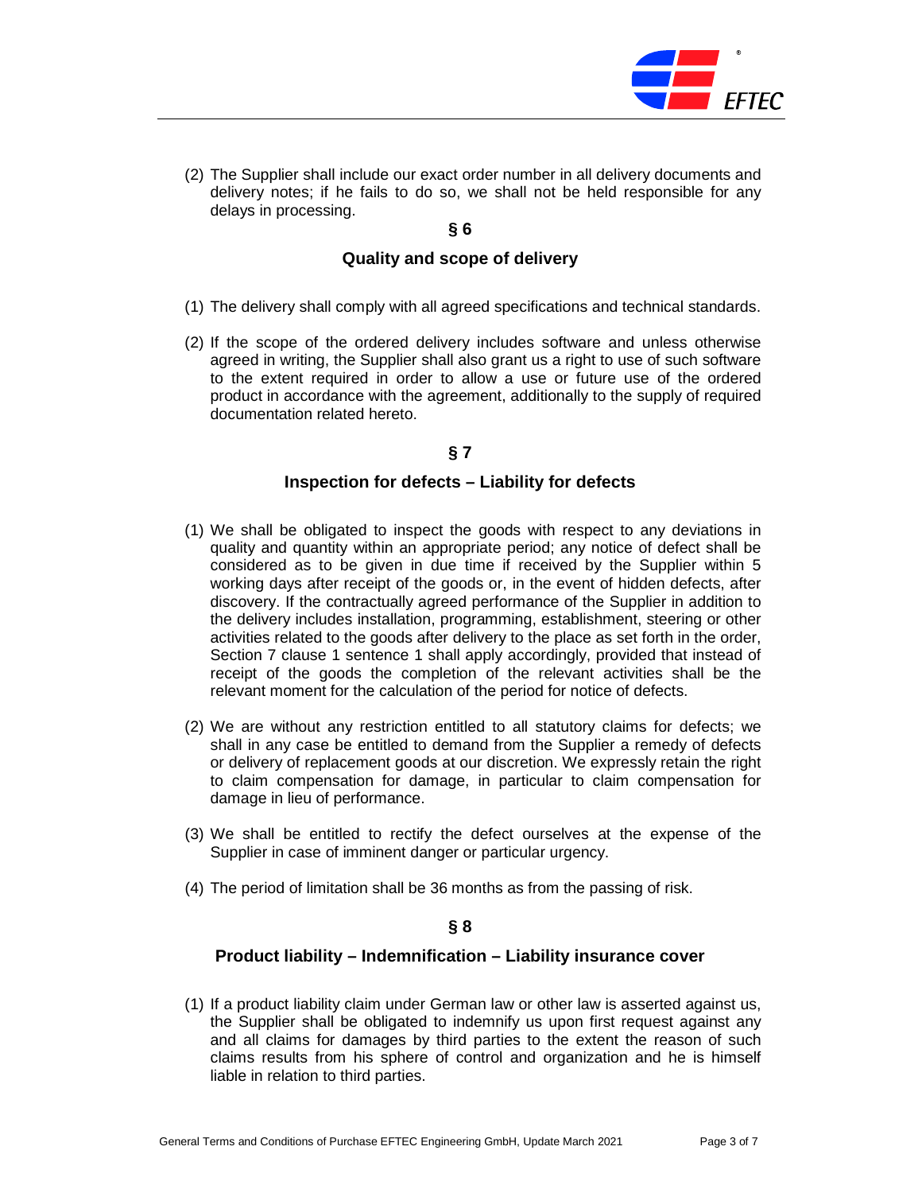(2) The Supplier shall include our exact order number in all delivery documents and delivery notes; if he fails to do so, we shall not be held responsible for any delays in processing.

## § 6

## Quality and scope of delivery

(1) The delivery shall comply with all agreed specifications and technical standards.

(2) If the scope of the ordered delivery includes software and unless otherwise agreed in writing, the Supplier shall also grant us a right to use of such software to the extent required in order to allow a use or future use of the ordered product in accordance with the agreement, additionally to the supply of required documentation related hereto.

## § 7

## Inspection for defects – Liability for defects

(1) We shall be obligated to inspect the goods with respect to any deviations in quality and quantity within an appropriate period; any notice of defect shall be considered as to be given in due time if received by the Supplier within 5 working days after receipt of the goods or, in the event of hidden defects, after discovery. If the contractually agreed performance of the Supplier in addition to the delivery includes installation, programming, establishment, steering or other activities related to the goods after delivery to the place as set forth in the order, Section 7 clause 1 sentence 1 shall apply accordingly, provided that instead of receipt of the goods the completion of the relevant activities shall be the relevant moment for the calculation of the period for notice of defects.

(2) We are without any restriction entitled to all statutory claims for defects; we shall in any case be entitled to demand from the Supplier a remedy of defects or delivery of replacement goods at our discretion. We expressly retain the right to claim compensation for damage, in particular to claim compensation for damage in lieu of performance.

(3) We shall be entitled to rectify the defect ourselves at the expense of the Supplier in case of imminent danger or particular urgency.

(4) The period of limitation shall be 36 months as from the passing of risk.

## § 8

## Product liability – Indemnification – Liability insurance cover

(1) If a product liability claim under German law or other law is asserted against us, the Supplier shall be obligated to indemnify us upon first request against any and all claims for damages by third parties to the extent the reason of such claims results from his sphere of control and organization and he is himself liable in relation to third parties.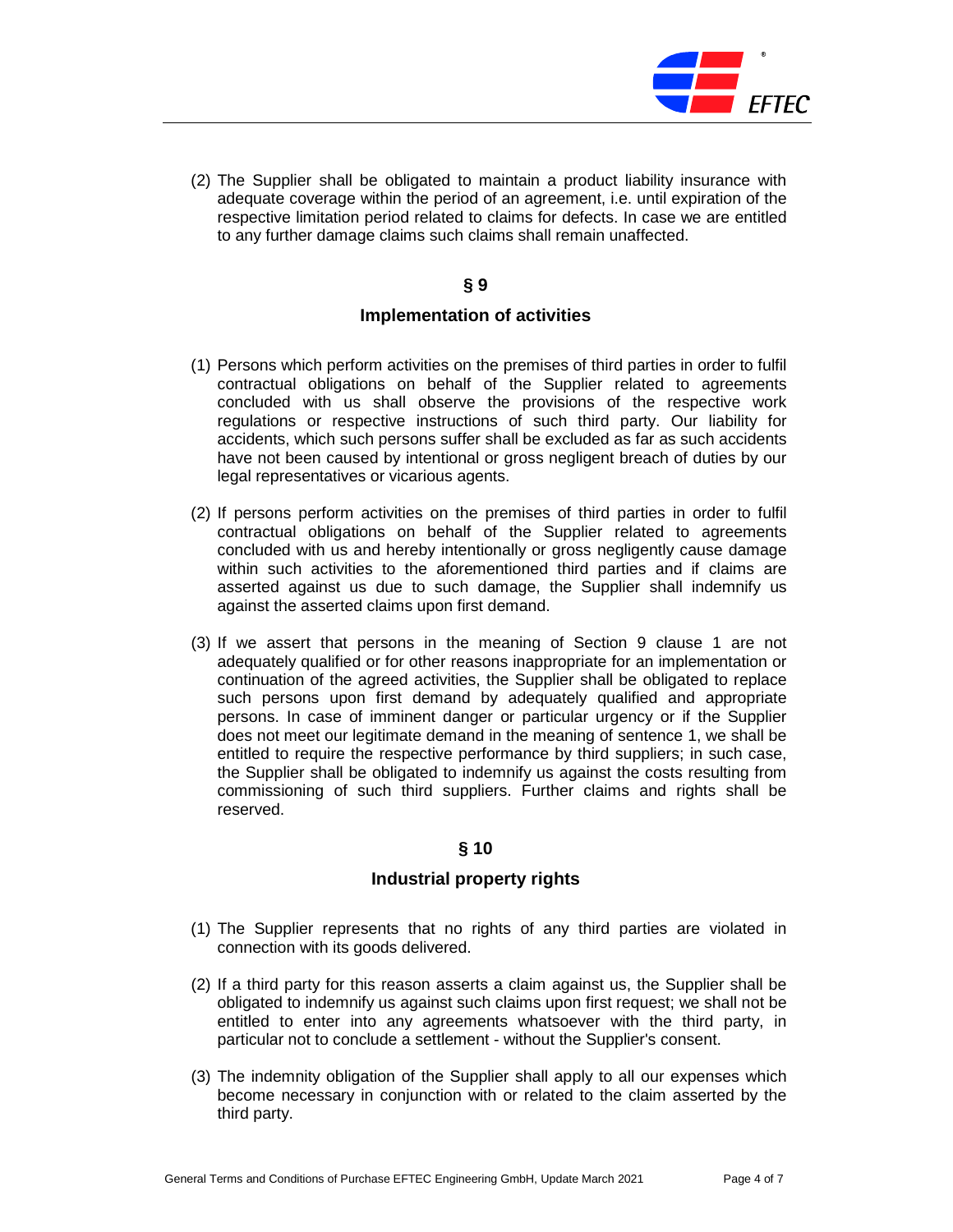(2) The Supplier shall be obligated to maintain a product liability insurance with adequate coverage within the period of an agreement, i.e. until expiration of the respective limitation period related to claims for defects. In case we are entitled to any further damage claims such claims shall remain unaffected.

## § 9

## Implementation of activities

(1) Persons which perform activities on the premises of third parties in order to fulfil contractual obligations on behalf of the Supplier related to agreements concluded with us shall observe the provisions of the respective work regulations or respective instructions of such third party. Our liability for accidents, which such persons suffer shall be excluded as far as such accidents have not been caused by intentional or gross negligent breach of duties by our legal representatives or vicarious agents.

(2) If persons perform activities on the premises of third parties in order to fulfil contractual obligations on behalf of the Supplier related to agreements concluded with us and hereby intentionally or gross negligently cause damage within such activities to the aforementioned third parties and if claims are asserted against us due to such damage, the Supplier shall indemnify us against the asserted claims upon first demand.

(3) If we assert that persons in the meaning of Section 9 clause 1 are not adequately qualified or for other reasons inappropriate for an implementation or continuation of the agreed activities, the Supplier shall be obligated to replace such persons upon first demand by adequately qualified and appropriate persons. In case of imminent danger or particular urgency or if the Supplier does not meet our legitimate demand in the meaning of sentence 1, we shall be entitled to require the respective performance by third suppliers; in such case, the Supplier shall be obligated to indemnify us against the costs resulting from commissioning of such third suppliers. Further claims and rights shall be reserved.

## § 10

## Industrial property rights

(1) The Supplier represents that no rights of any third parties are violated in connection with its goods delivered.

(2) If a third party for this reason asserts a claim against us, the Supplier shall be obligated to indemnify us against such claims upon first request; we shall not be entitled to enter into any agreements whatsoever with the third party, in particular not to conclude a settlement - without the Supplier's consent.

(3) The indemnity obligation of the Supplier shall apply to all our expenses which become necessary in conjunction with or related to the claim asserted by the third party.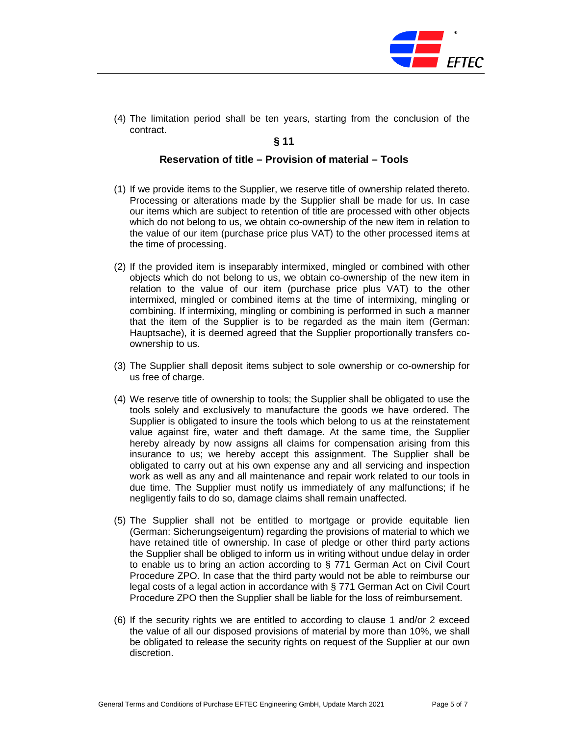(4) The limitation period shall be ten years, starting from the conclusion of the contract.

## § 11

## Reservation of title – Provision of material – Tools

(1) If we provide items to the Supplier, we reserve title of ownership related thereto. Processing or alterations made by the Supplier shall be made for us. In case our items which are subject to retention of title are processed with other objects which do not belong to us, we obtain co-ownership of the new item in relation to the value of our item (purchase price plus VAT) to the other processed items at the time of processing.

(2) If the provided item is inseparably intermixed, mingled or combined with other objects which do not belong to us, we obtain co-ownership of the new item in relation to the value of our item (purchase price plus VAT) to the other intermixed, mingled or combined items at the time of intermixing, mingling or combining. If intermixing, mingling or combining is performed in such a manner that the item of the Supplier is to be regarded as the main item (German: Hauptsache), it is deemed agreed that the Supplier proportionally transfers co-ownership to us.

(3) The Supplier shall deposit items subject to sole ownership or co-ownership for us free of charge.

(4) We reserve title of ownership to tools; the Supplier shall be obligated to use the tools solely and exclusively to manufacture the goods we have ordered. The Supplier is obligated to insure the tools which belong to us at the reinstatement value against fire, water and theft damage. At the same time, the Supplier hereby already by now assigns all claims for compensation arising from this insurance to us; we hereby accept this assignment. The Supplier shall be obligated to carry out at his own expense any and all servicing and inspection work as well as any and all maintenance and repair work related to our tools in due time. The Supplier must notify us immediately of any malfunctions; if he negligently fails to do so, damage claims shall remain unaffected.

(5) The Supplier shall not be entitled to mortgage or provide equitable lien (German: Sicherungseigentum) regarding the provisions of material to which we have retained title of ownership. In case of pledge or other third party actions the Supplier shall be obliged to inform us in writing without undue delay in order to enable us to bring an action according to § 771 German Act on Civil Court Procedure ZPO. In case that the third party would not be able to reimburse our legal costs of a legal action in accordance with § 771 German Act on Civil Court Procedure ZPO then the Supplier shall be liable for the loss of reimbursement.

(6) If the security rights we are entitled to according to clause 1 and/or 2 exceed the value of all our disposed provisions of material by more than 10%, we shall be obligated to release the security rights on request of the Supplier at our own discretion.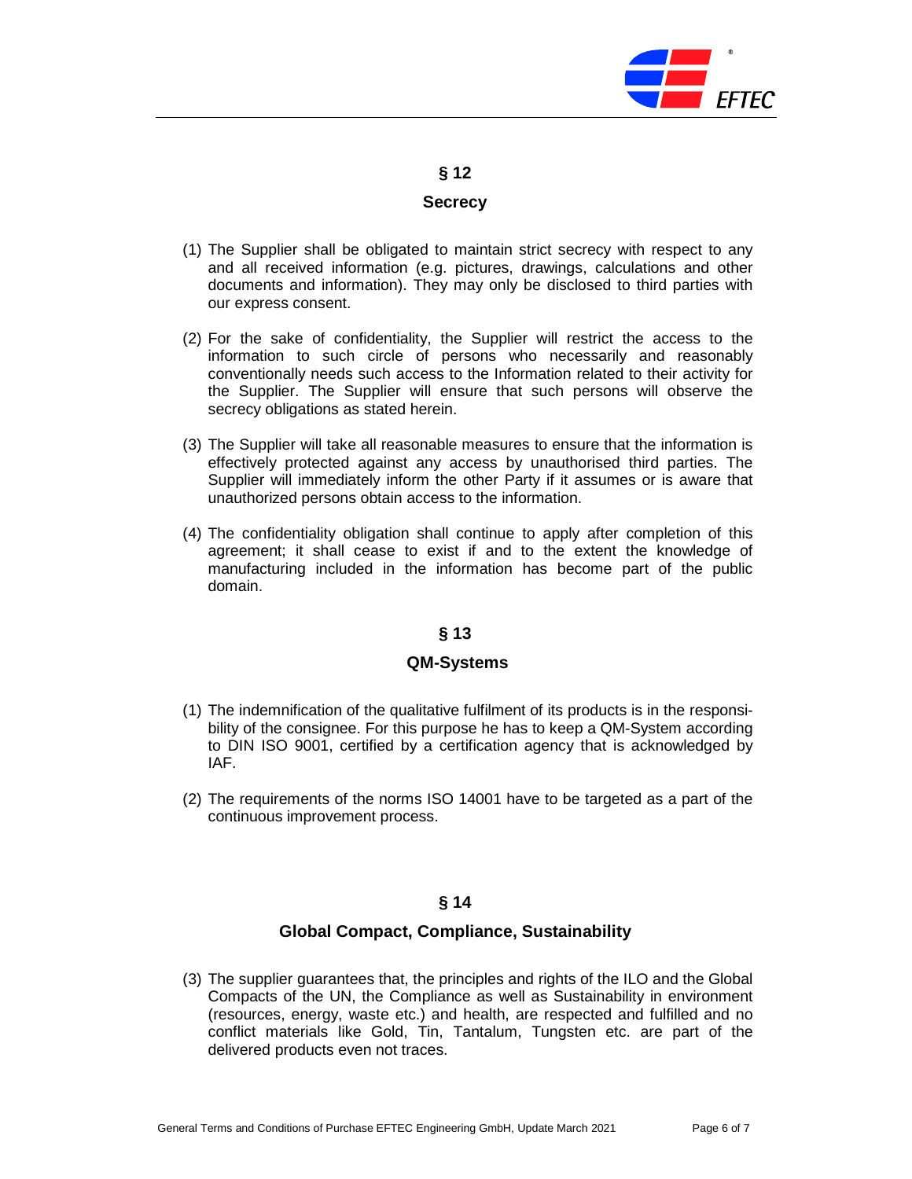## § 12

## Secrecy

(1) The Supplier shall be obligated to maintain strict secrecy with respect to any and all received information (e.g. pictures, drawings, calculations and other documents and information). They may only be disclosed to third parties with our express consent.

(2) For the sake of confidentiality, the Supplier will restrict the access to the information to such circle of persons who necessarily and reasonably conventionally needs such access to the Information related to their activity for the Supplier. The Supplier will ensure that such persons will observe the secrecy obligations as stated herein.

(3) The Supplier will take all reasonable measures to ensure that the information is effectively protected against any access by unauthorised third parties. The Supplier will immediately inform the other Party if it assumes or is aware that unauthorized persons obtain access to the information.

(4) The confidentiality obligation shall continue to apply after completion of this agreement; it shall cease to exist if and to the extent the knowledge of manufacturing included in the information has become part of the public domain.

## § 13

## QM-Systems

(1) The indemnification of the qualitative fulfilment of its products is in the responsibility of the consignee. For this purpose he has to keep a QM-System according to DIN ISO 9001, certified by a certification agency that is acknowledged by IAF.

(2) The requirements of the norms ISO 14001 have to be targeted as a part of the continuous improvement process.

## § 14

## Global Compact, Compliance, Sustainability

(3) The supplier guarantees that, the principles and rights of the ILO and the Global Compacts of the UN, the Compliance as well as Sustainability in environment (resources, energy, waste etc.) and health, are respected and fulfilled and no conflict materials like Gold, Tin, Tantalum, Tungsten etc. are part of the delivered products even not traces.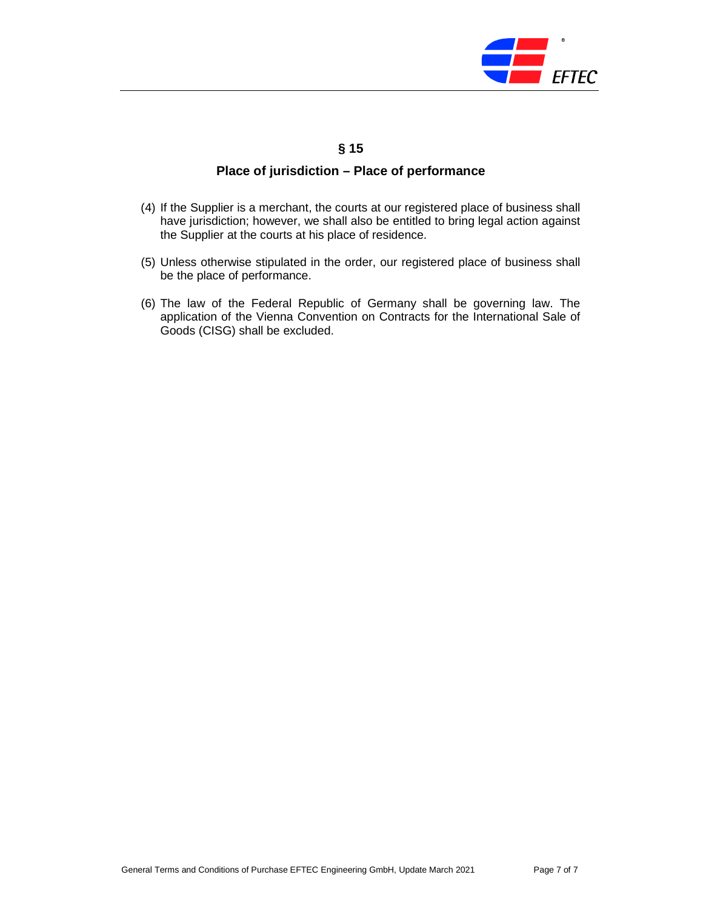## § 15

## Place of jurisdiction – Place of performance

(4) If the Supplier is a merchant, the courts at our registered place of business shall have jurisdiction; however, we shall also be entitled to bring legal action against the Supplier at the courts at his place of residence.

(5) Unless otherwise stipulated in the order, our registered place of business shall be the place of performance.

(6) The law of the Federal Republic of Germany shall be governing law. The application of the Vienna Convention on Contracts for the International Sale of Goods (CISG) shall be excluded.